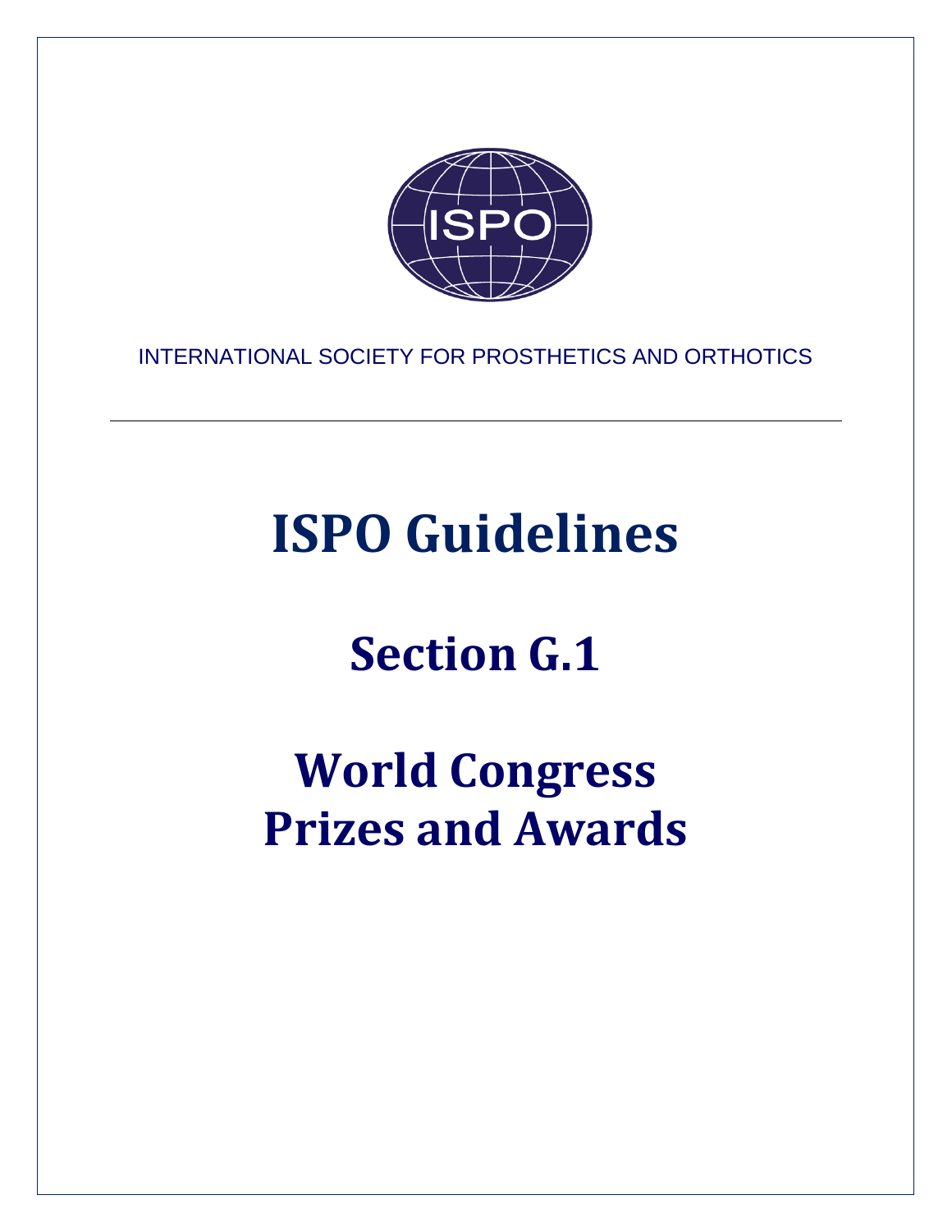INTERNATIONAL SOCIETY FOR PROSTHETICS AND ORTHOTICS

---

# ISPO Guidelines

# Section G.1

# World Congress Prizes and Awards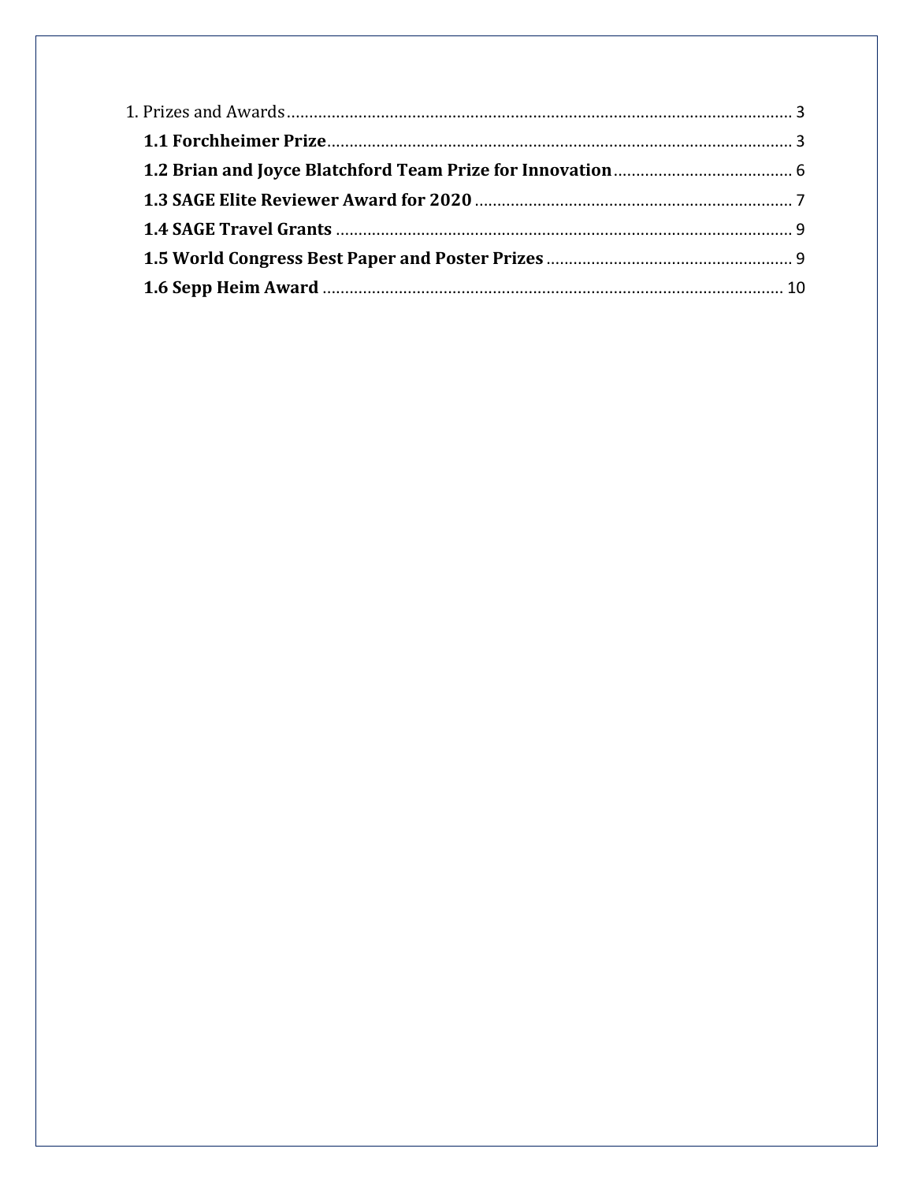1. Prizes and Awards ........................................................................................................ 3

**1.1 Forchheimer Prize** ........................................................................................................ 3

**1.2 Brian and Joyce Blatchford Team Prize for Innovation** ........................................ 6

**1.3 SAGE Elite Reviewer Award for 2020** ........................................................................ 7

**1.4 SAGE Travel Grants** ........................................................................................................ 9

**1.5 World Congress Best Paper and Poster Prizes** ........................................................ 9

**1.6 Sepp Heim Award** ........................................................................................................ 10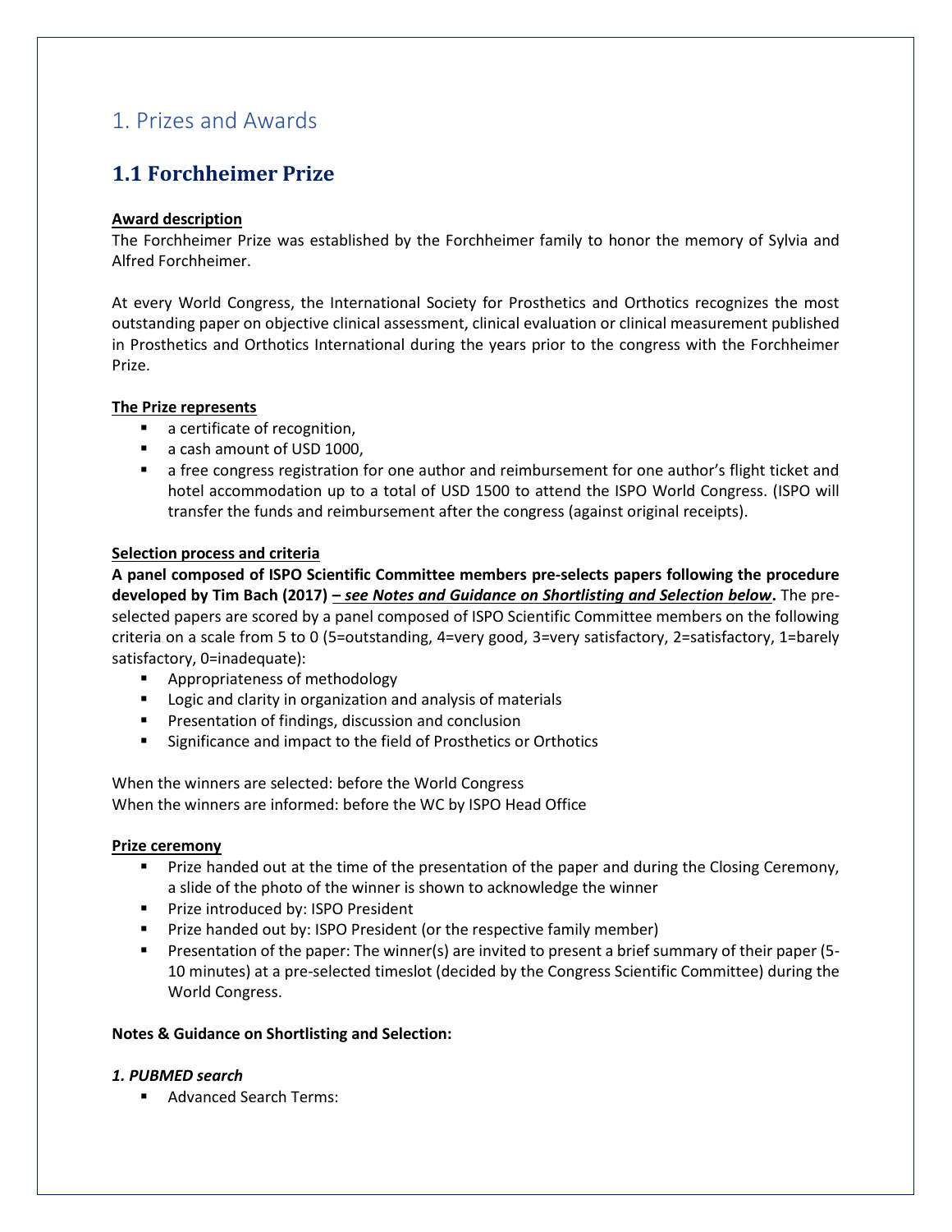# 1. Prizes and Awards

## 1.1 Forchheimer Prize

**Award description**

The Forchheimer Prize was established by the Forchheimer family to honor the memory of Sylvia and Alfred Forchheimer.

At every World Congress, the International Society for Prosthetics and Orthotics recognizes the most outstanding paper on objective clinical assessment, clinical evaluation or clinical measurement published in Prosthetics and Orthotics International during the years prior to the congress with the Forchheimer Prize.

**The Prize represents**

- a certificate of recognition,
- a cash amount of USD 1000,
- a free congress registration for one author and reimbursement for one author's flight ticket and hotel accommodation up to a total of USD 1500 to attend the ISPO World Congress. (ISPO will transfer the funds and reimbursement after the congress (against original receipts).

**Selection process and criteria**

**A panel composed of ISPO Scientific Committee members pre-selects papers following the procedure developed by Tim Bach (2017) *– see Notes and Guidance on Shortlisting and Selection below*.** The pre-selected papers are scored by a panel composed of ISPO Scientific Committee members on the following criteria on a scale from 5 to 0 (5=outstanding, 4=very good, 3=very satisfactory, 2=satisfactory, 1=barely satisfactory, 0=inadequate):

- Appropriateness of methodology
- Logic and clarity in organization and analysis of materials
- Presentation of findings, discussion and conclusion
- Significance and impact to the field of Prosthetics or Orthotics

When the winners are selected: before the World Congress
When the winners are informed: before the WC by ISPO Head Office

**Prize ceremony**

- Prize handed out at the time of the presentation of the paper and during the Closing Ceremony, a slide of the photo of the winner is shown to acknowledge the winner
- Prize introduced by: ISPO President
- Prize handed out by: ISPO President (or the respective family member)
- Presentation of the paper: The winner(s) are invited to present a brief summary of their paper (5-10 minutes) at a pre-selected timeslot (decided by the Congress Scientific Committee) during the World Congress.

**Notes & Guidance on Shortlisting and Selection:**

***1. PUBMED search***

- Advanced Search Terms: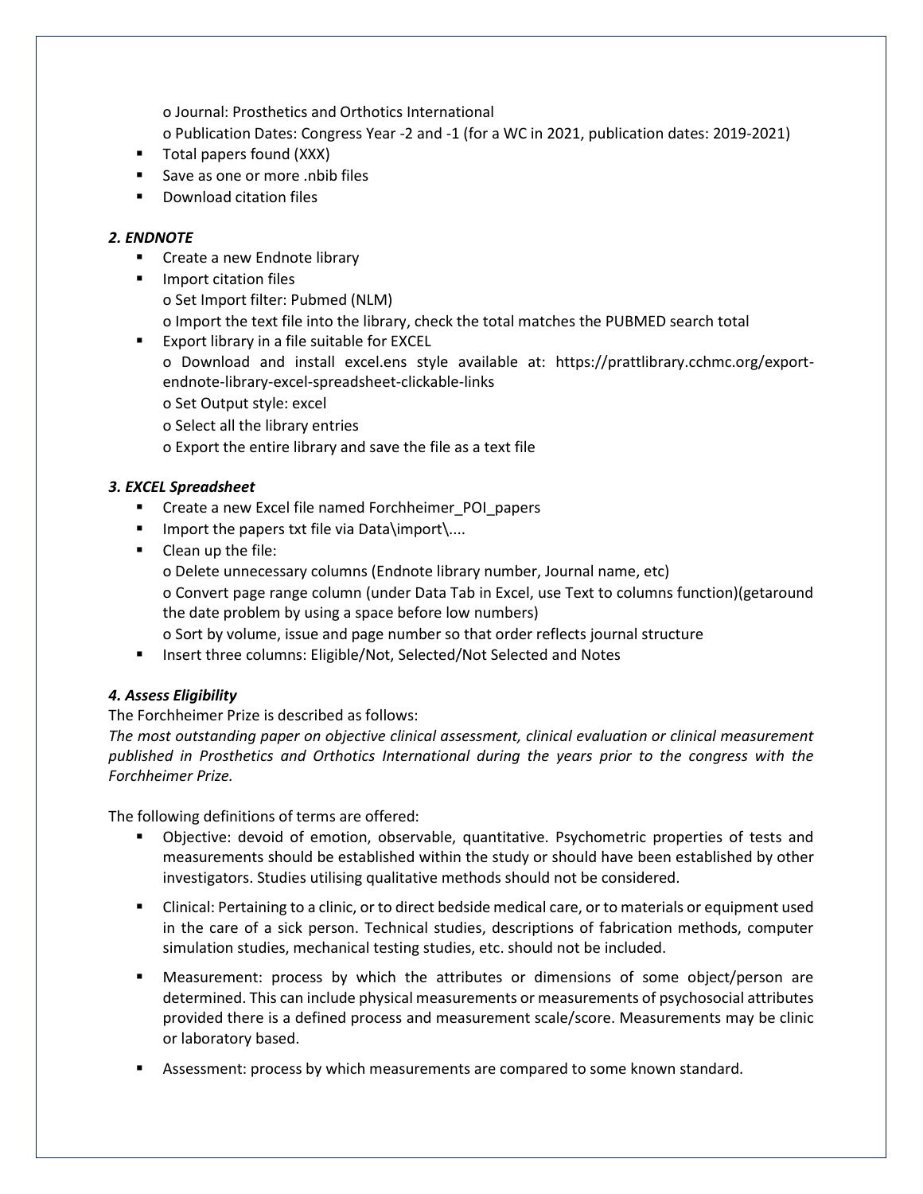- Journal: Prosthetics and Orthotics International
    - Publication Dates: Congress Year -2 and -1 (for a WC in 2021, publication dates: 2019-2021)
- Total papers found (XXX)
- Save as one or more .nbib files
- Download citation files

### *2. ENDNOTE*

- Create a new Endnote library
- Import citation files
    - Set Import filter: Pubmed (NLM)
    - Import the text file into the library, check the total matches the PUBMED search total
- Export library in a file suitable for EXCEL
    - Download and install excel.ens style available at: https://prattlibrary.cchmc.org/export-endnote-library-excel-spreadsheet-clickable-links
    - Set Output style: excel
    - Select all the library entries
    - Export the entire library and save the file as a text file

### *3. EXCEL Spreadsheet*

- Create a new Excel file named Forchheimer_POI_papers
- Import the papers txt file via Data\import\....
- Clean up the file:
    - Delete unnecessary columns (Endnote library number, Journal name, etc)
    - Convert page range column (under Data Tab in Excel, use Text to columns function)(getaround the date problem by using a space before low numbers)
    - Sort by volume, issue and page number so that order reflects journal structure
- Insert three columns: Eligible/Not, Selected/Not Selected and Notes

### *4. Assess Eligibility*

The Forchheimer Prize is described as follows:

*The most outstanding paper on objective clinical assessment, clinical evaluation or clinical measurement published in Prosthetics and Orthotics International during the years prior to the congress with the Forchheimer Prize.*

The following definitions of terms are offered:

- Objective: devoid of emotion, observable, quantitative. Psychometric properties of tests and measurements should be established within the study or should have been established by other investigators. Studies utilising qualitative methods should not be considered.
- Clinical: Pertaining to a clinic, or to direct bedside medical care, or to materials or equipment used in the care of a sick person. Technical studies, descriptions of fabrication methods, computer simulation studies, mechanical testing studies, etc. should not be included.
- Measurement: process by which the attributes or dimensions of some object/person are determined. This can include physical measurements or measurements of psychosocial attributes provided there is a defined process and measurement scale/score. Measurements may be clinic or laboratory based.
- Assessment: process by which measurements are compared to some known standard.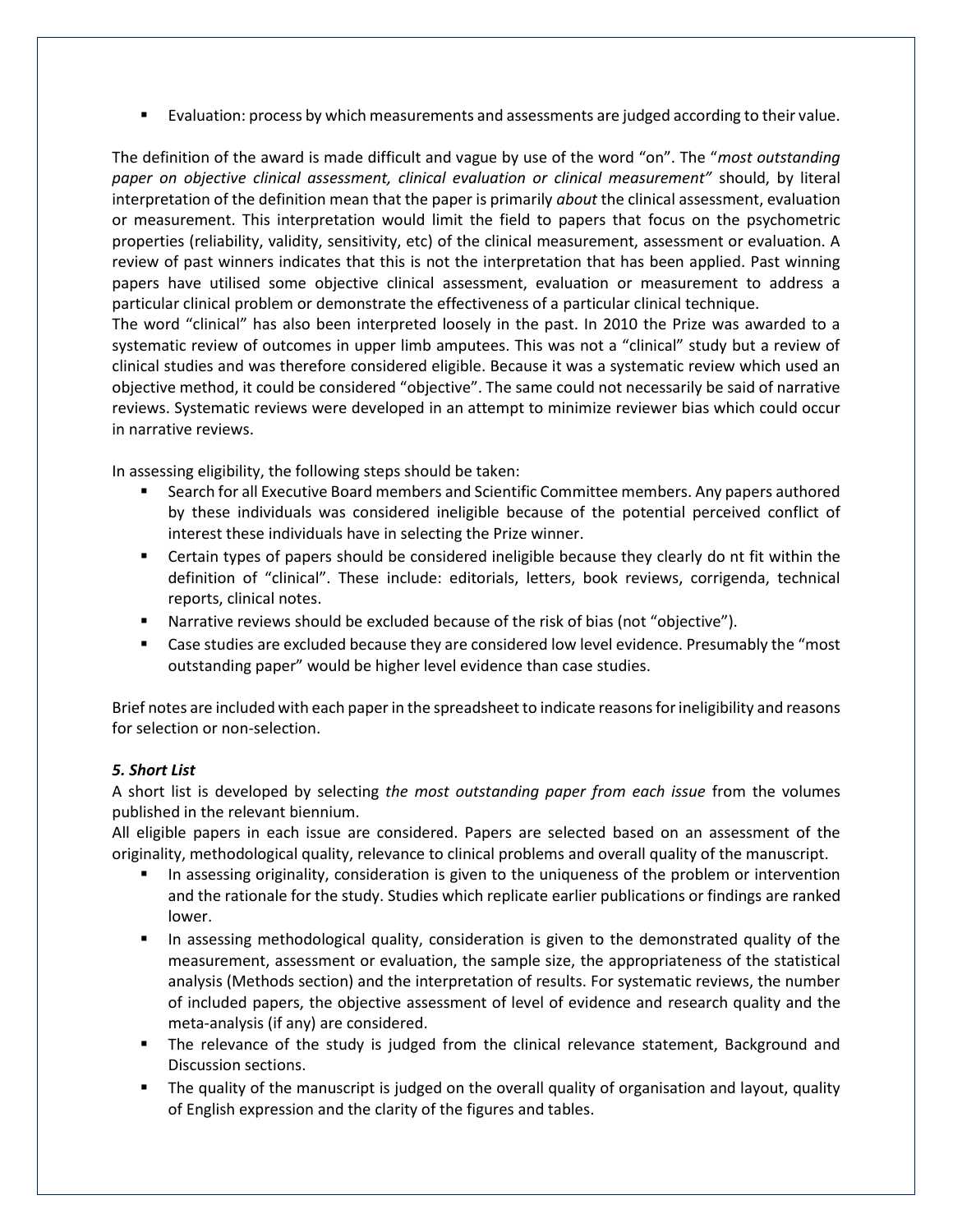- Evaluation: process by which measurements and assessments are judged according to their value.

The definition of the award is made difficult and vague by use of the word "on". The "*most outstanding paper on objective clinical assessment, clinical evaluation or clinical measurement"* should, by literal interpretation of the definition mean that the paper is primarily *about* the clinical assessment, evaluation or measurement. This interpretation would limit the field to papers that focus on the psychometric properties (reliability, validity, sensitivity, etc) of the clinical measurement, assessment or evaluation. A review of past winners indicates that this is not the interpretation that has been applied. Past winning papers have utilised some objective clinical assessment, evaluation or measurement to address a particular clinical problem or demonstrate the effectiveness of a particular clinical technique.

The word "clinical" has also been interpreted loosely in the past. In 2010 the Prize was awarded to a systematic review of outcomes in upper limb amputees. This was not a "clinical" study but a review of clinical studies and was therefore considered eligible. Because it was a systematic review which used an objective method, it could be considered "objective". The same could not necessarily be said of narrative reviews. Systematic reviews were developed in an attempt to minimize reviewer bias which could occur in narrative reviews.

In assessing eligibility, the following steps should be taken:

- Search for all Executive Board members and Scientific Committee members. Any papers authored by these individuals was considered ineligible because of the potential perceived conflict of interest these individuals have in selecting the Prize winner.
- Certain types of papers should be considered ineligible because they clearly do nt fit within the definition of "clinical". These include: editorials, letters, book reviews, corrigenda, technical reports, clinical notes.
- Narrative reviews should be excluded because of the risk of bias (not "objective").
- Case studies are excluded because they are considered low level evidence. Presumably the "most outstanding paper" would be higher level evidence than case studies.

Brief notes are included with each paper in the spreadsheet to indicate reasons for ineligibility and reasons for selection or non-selection.

### *5. Short List*

A short list is developed by selecting *the most outstanding paper from each issue* from the volumes published in the relevant biennium.

All eligible papers in each issue are considered. Papers are selected based on an assessment of the originality, methodological quality, relevance to clinical problems and overall quality of the manuscript.

- In assessing originality, consideration is given to the uniqueness of the problem or intervention and the rationale for the study. Studies which replicate earlier publications or findings are ranked lower.
- In assessing methodological quality, consideration is given to the demonstrated quality of the measurement, assessment or evaluation, the sample size, the appropriateness of the statistical analysis (Methods section) and the interpretation of results. For systematic reviews, the number of included papers, the objective assessment of level of evidence and research quality and the meta-analysis (if any) are considered.
- The relevance of the study is judged from the clinical relevance statement, Background and Discussion sections.
- The quality of the manuscript is judged on the overall quality of organisation and layout, quality of English expression and the clarity of the figures and tables.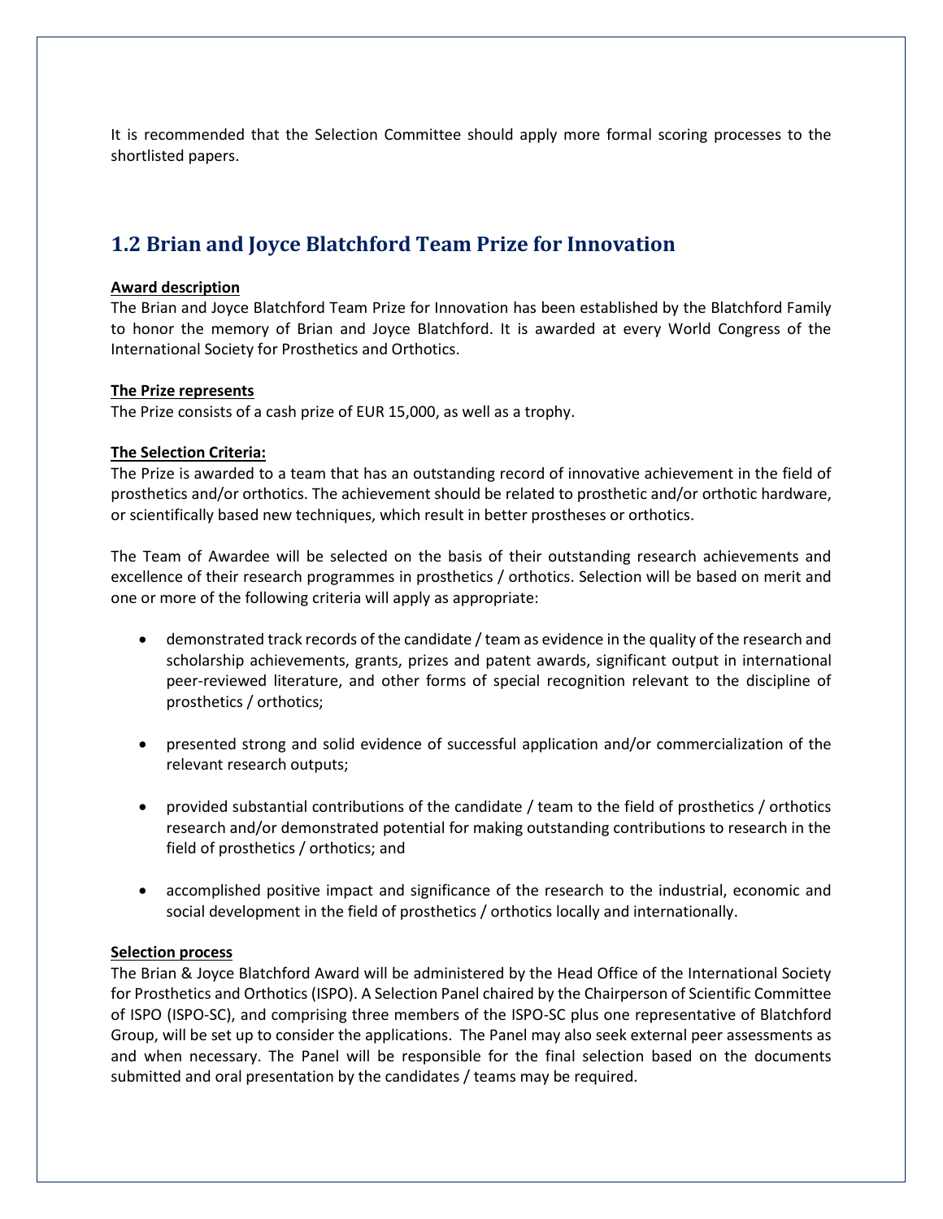It is recommended that the Selection Committee should apply more formal scoring processes to the shortlisted papers.

## 1.2 Brian and Joyce Blatchford Team Prize for Innovation

**Award description**

The Brian and Joyce Blatchford Team Prize for Innovation has been established by the Blatchford Family to honor the memory of Brian and Joyce Blatchford. It is awarded at every World Congress of the International Society for Prosthetics and Orthotics.

**The Prize represents**

The Prize consists of a cash prize of EUR 15,000, as well as a trophy.

**The Selection Criteria:**

The Prize is awarded to a team that has an outstanding record of innovative achievement in the field of prosthetics and/or orthotics. The achievement should be related to prosthetic and/or orthotic hardware, or scientifically based new techniques, which result in better prostheses or orthotics.

The Team of Awardee will be selected on the basis of their outstanding research achievements and excellence of their research programmes in prosthetics / orthotics. Selection will be based on merit and one or more of the following criteria will apply as appropriate:

- demonstrated track records of the candidate / team as evidence in the quality of the research and scholarship achievements, grants, prizes and patent awards, significant output in international peer-reviewed literature, and other forms of special recognition relevant to the discipline of prosthetics / orthotics;
- presented strong and solid evidence of successful application and/or commercialization of the relevant research outputs;
- provided substantial contributions of the candidate / team to the field of prosthetics / orthotics research and/or demonstrated potential for making outstanding contributions to research in the field of prosthetics / orthotics; and
- accomplished positive impact and significance of the research to the industrial, economic and social development in the field of prosthetics / orthotics locally and internationally.

**Selection process**

The Brian & Joyce Blatchford Award will be administered by the Head Office of the International Society for Prosthetics and Orthotics (ISPO). A Selection Panel chaired by the Chairperson of Scientific Committee of ISPO (ISPO-SC), and comprising three members of the ISPO-SC plus one representative of Blatchford Group, will be set up to consider the applications. The Panel may also seek external peer assessments as and when necessary. The Panel will be responsible for the final selection based on the documents submitted and oral presentation by the candidates / teams may be required.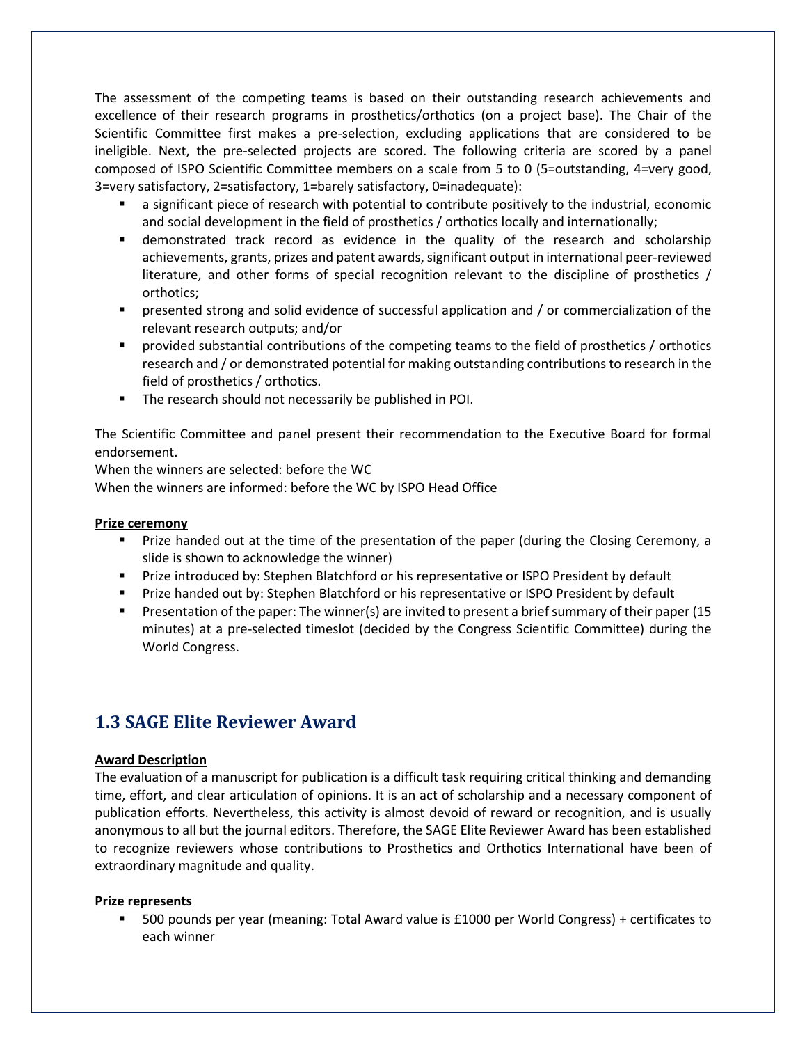The assessment of the competing teams is based on their outstanding research achievements and excellence of their research programs in prosthetics/orthotics (on a project base). The Chair of the Scientific Committee first makes a pre-selection, excluding applications that are considered to be ineligible. Next, the pre-selected projects are scored. The following criteria are scored by a panel composed of ISPO Scientific Committee members on a scale from 5 to 0 (5=outstanding, 4=very good, 3=very satisfactory, 2=satisfactory, 1=barely satisfactory, 0=inadequate):

- a significant piece of research with potential to contribute positively to the industrial, economic and social development in the field of prosthetics / orthotics locally and internationally;
- demonstrated track record as evidence in the quality of the research and scholarship achievements, grants, prizes and patent awards, significant output in international peer-reviewed literature, and other forms of special recognition relevant to the discipline of prosthetics / orthotics;
- presented strong and solid evidence of successful application and / or commercialization of the relevant research outputs; and/or
- provided substantial contributions of the competing teams to the field of prosthetics / orthotics research and / or demonstrated potential for making outstanding contributions to research in the field of prosthetics / orthotics.
- The research should not necessarily be published in POI.

The Scientific Committee and panel present their recommendation to the Executive Board for formal endorsement.
When the winners are selected: before the WC
When the winners are informed: before the WC by ISPO Head Office

**Prize ceremony**

- Prize handed out at the time of the presentation of the paper (during the Closing Ceremony, a slide is shown to acknowledge the winner)
- Prize introduced by: Stephen Blatchford or his representative or ISPO President by default
- Prize handed out by: Stephen Blatchford or his representative or ISPO President by default
- Presentation of the paper: The winner(s) are invited to present a brief summary of their paper (15 minutes) at a pre-selected timeslot (decided by the Congress Scientific Committee) during the World Congress.

## 1.3 SAGE Elite Reviewer Award

**Award Description**

The evaluation of a manuscript for publication is a difficult task requiring critical thinking and demanding time, effort, and clear articulation of opinions. It is an act of scholarship and a necessary component of publication efforts. Nevertheless, this activity is almost devoid of reward or recognition, and is usually anonymous to all but the journal editors. Therefore, the SAGE Elite Reviewer Award has been established to recognize reviewers whose contributions to Prosthetics and Orthotics International have been of extraordinary magnitude and quality.

**Prize represents**

- 500 pounds per year (meaning: Total Award value is £1000 per World Congress) + certificates to each winner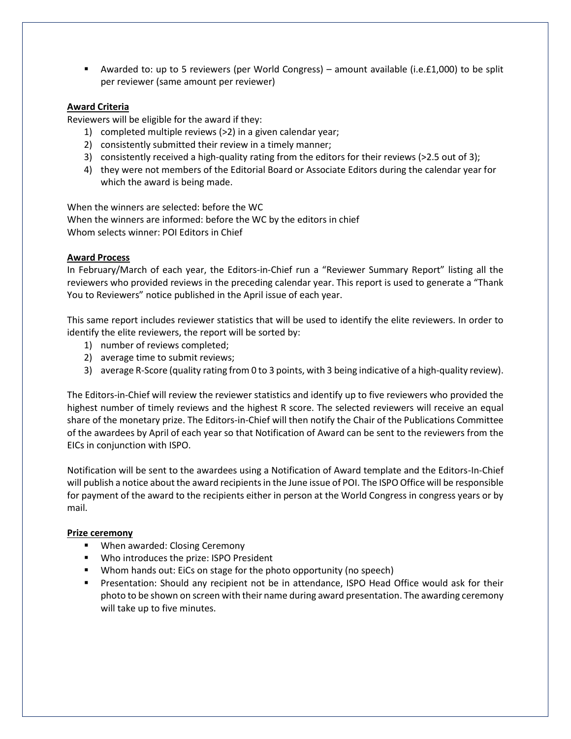- Awarded to: up to 5 reviewers (per World Congress) – amount available (i.e.£1,000) to be split per reviewer (same amount per reviewer)

**Award Criteria**

Reviewers will be eligible for the award if they:

1) completed multiple reviews (>2) in a given calendar year;
2) consistently submitted their review in a timely manner;
3) consistently received a high-quality rating from the editors for their reviews (>2.5 out of 3);
4) they were not members of the Editorial Board or Associate Editors during the calendar year for which the award is being made.

When the winners are selected: before the WC
When the winners are informed: before the WC by the editors in chief
Whom selects winner: POI Editors in Chief

**Award Process**

In February/March of each year, the Editors-in-Chief run a "Reviewer Summary Report" listing all the reviewers who provided reviews in the preceding calendar year. This report is used to generate a "Thank You to Reviewers" notice published in the April issue of each year.

This same report includes reviewer statistics that will be used to identify the elite reviewers. In order to identify the elite reviewers, the report will be sorted by:

1) number of reviews completed;
2) average time to submit reviews;
3) average R-Score (quality rating from 0 to 3 points, with 3 being indicative of a high-quality review).

The Editors-in-Chief will review the reviewer statistics and identify up to five reviewers who provided the highest number of timely reviews and the highest R score. The selected reviewers will receive an equal share of the monetary prize. The Editors-in-Chief will then notify the Chair of the Publications Committee of the awardees by April of each year so that Notification of Award can be sent to the reviewers from the EICs in conjunction with ISPO.

Notification will be sent to the awardees using a Notification of Award template and the Editors-In-Chief will publish a notice about the award recipients in the June issue of POI. The ISPO Office will be responsible for payment of the award to the recipients either in person at the World Congress in congress years or by mail.

**Prize ceremony**

- When awarded: Closing Ceremony
- Who introduces the prize: ISPO President
- Whom hands out: EiCs on stage for the photo opportunity (no speech)
- Presentation: Should any recipient not be in attendance, ISPO Head Office would ask for their photo to be shown on screen with their name during award presentation. The awarding ceremony will take up to five minutes.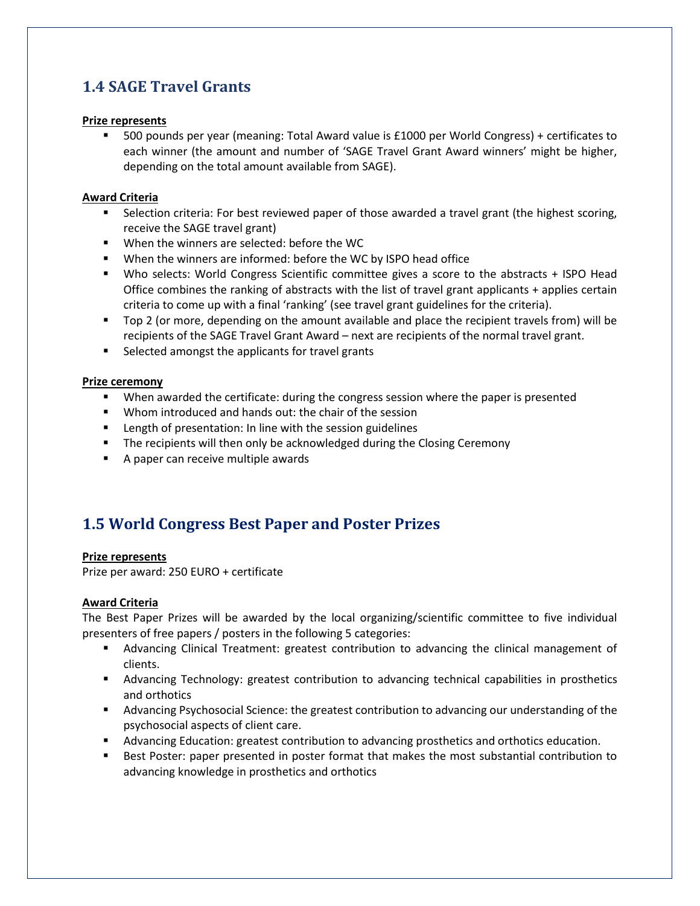## 1.4 SAGE Travel Grants

**Prize represents**

- 500 pounds per year (meaning: Total Award value is £1000 per World Congress) + certificates to each winner (the amount and number of 'SAGE Travel Grant Award winners' might be higher, depending on the total amount available from SAGE).

**Award Criteria**

- Selection criteria: For best reviewed paper of those awarded a travel grant (the highest scoring, receive the SAGE travel grant)
- When the winners are selected: before the WC
- When the winners are informed: before the WC by ISPO head office
- Who selects: World Congress Scientific committee gives a score to the abstracts + ISPO Head Office combines the ranking of abstracts with the list of travel grant applicants + applies certain criteria to come up with a final 'ranking' (see travel grant guidelines for the criteria).
- Top 2 (or more, depending on the amount available and place the recipient travels from) will be recipients of the SAGE Travel Grant Award – next are recipients of the normal travel grant.
- Selected amongst the applicants for travel grants

**Prize ceremony**

- When awarded the certificate: during the congress session where the paper is presented
- Whom introduced and hands out: the chair of the session
- Length of presentation: In line with the session guidelines
- The recipients will then only be acknowledged during the Closing Ceremony
- A paper can receive multiple awards

## 1.5 World Congress Best Paper and Poster Prizes

**Prize represents**

Prize per award: 250 EURO + certificate

**Award Criteria**

The Best Paper Prizes will be awarded by the local organizing/scientific committee to five individual presenters of free papers / posters in the following 5 categories:

- Advancing Clinical Treatment: greatest contribution to advancing the clinical management of clients.
- Advancing Technology: greatest contribution to advancing technical capabilities in prosthetics and orthotics
- Advancing Psychosocial Science: the greatest contribution to advancing our understanding of the psychosocial aspects of client care.
- Advancing Education: greatest contribution to advancing prosthetics and orthotics education.
- Best Poster: paper presented in poster format that makes the most substantial contribution to advancing knowledge in prosthetics and orthotics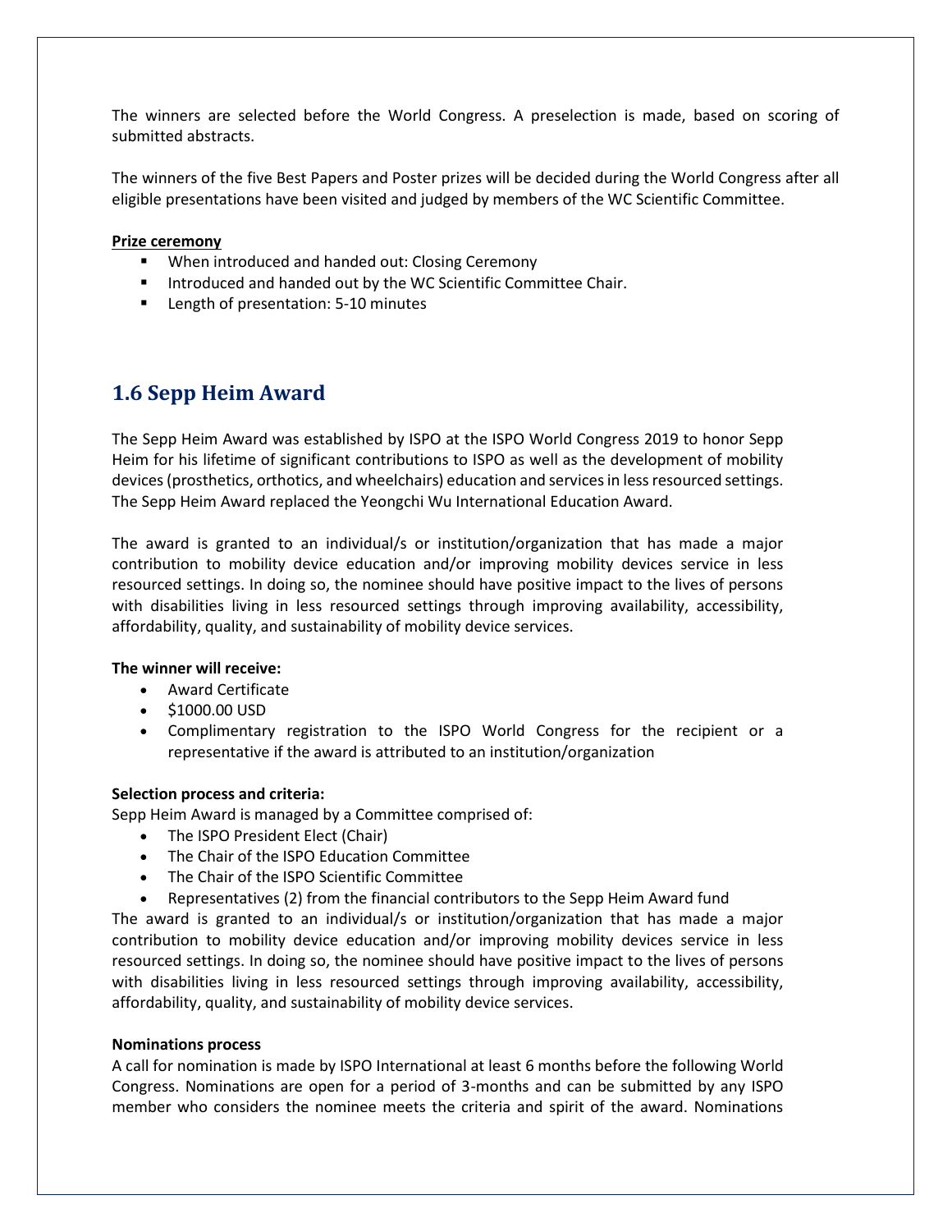The winners are selected before the World Congress. A preselection is made, based on scoring of submitted abstracts.

The winners of the five Best Papers and Poster prizes will be decided during the World Congress after all eligible presentations have been visited and judged by members of the WC Scientific Committee.

**Prize ceremony**

- When introduced and handed out: Closing Ceremony
- Introduced and handed out by the WC Scientific Committee Chair.
- Length of presentation: 5-10 minutes

## 1.6 Sepp Heim Award

The Sepp Heim Award was established by ISPO at the ISPO World Congress 2019 to honor Sepp Heim for his lifetime of significant contributions to ISPO as well as the development of mobility devices (prosthetics, orthotics, and wheelchairs) education and services in less resourced settings. The Sepp Heim Award replaced the Yeongchi Wu International Education Award.

The award is granted to an individual/s or institution/organization that has made a major contribution to mobility device education and/or improving mobility devices service in less resourced settings. In doing so, the nominee should have positive impact to the lives of persons with disabilities living in less resourced settings through improving availability, accessibility, affordability, quality, and sustainability of mobility device services.

**The winner will receive:**

- Award Certificate
- $1000.00 USD
- Complimentary registration to the ISPO World Congress for the recipient or a representative if the award is attributed to an institution/organization

**Selection process and criteria:**

Sepp Heim Award is managed by a Committee comprised of:

- The ISPO President Elect (Chair)
- The Chair of the ISPO Education Committee
- The Chair of the ISPO Scientific Committee
- Representatives (2) from the financial contributors to the Sepp Heim Award fund

The award is granted to an individual/s or institution/organization that has made a major contribution to mobility device education and/or improving mobility devices service in less resourced settings. In doing so, the nominee should have positive impact to the lives of persons with disabilities living in less resourced settings through improving availability, accessibility, affordability, quality, and sustainability of mobility device services.

**Nominations process**

A call for nomination is made by ISPO International at least 6 months before the following World Congress. Nominations are open for a period of 3-months and can be submitted by any ISPO member who considers the nominee meets the criteria and spirit of the award. Nominations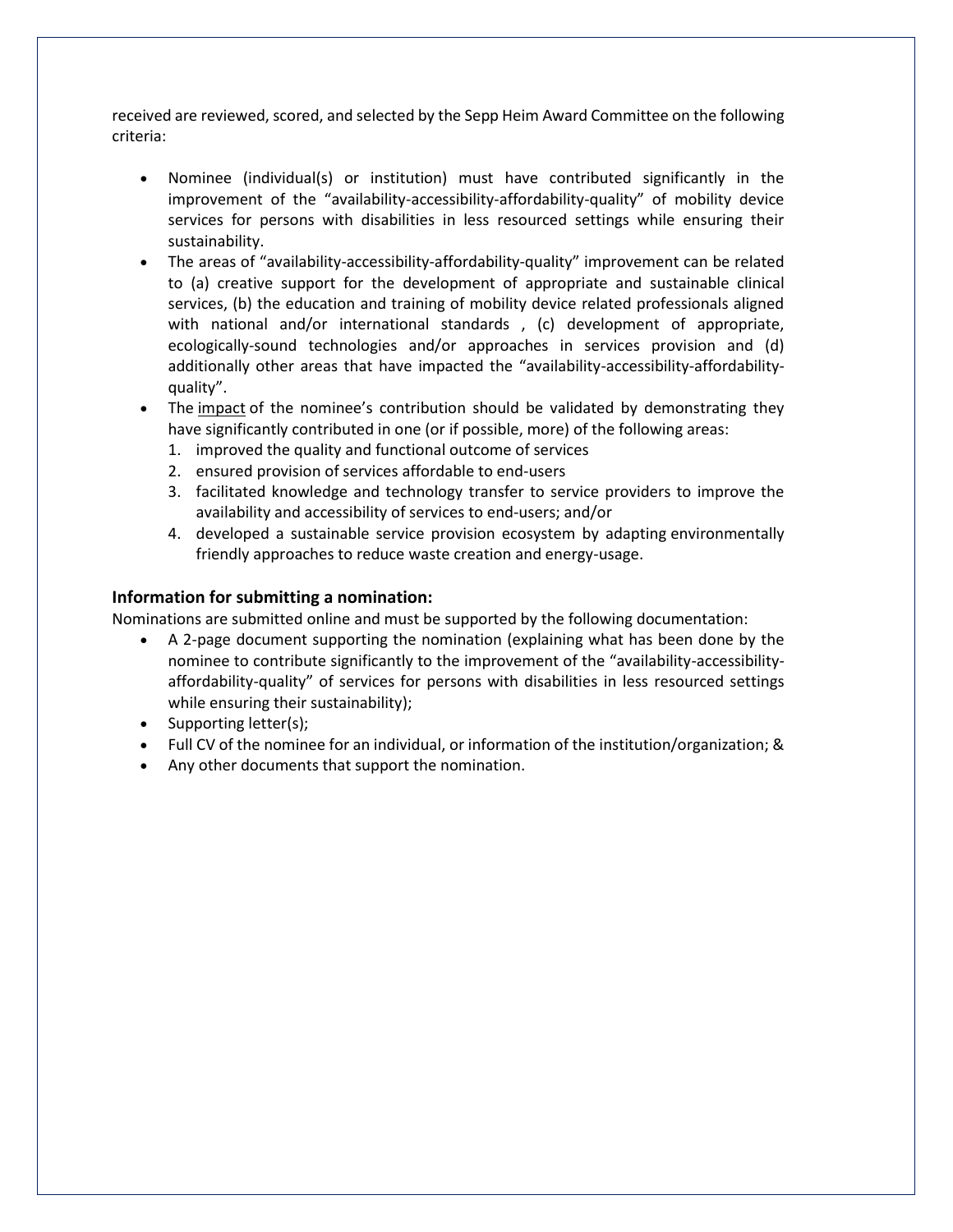received are reviewed, scored, and selected by the Sepp Heim Award Committee on the following criteria:

- Nominee (individual(s) or institution) must have contributed significantly in the improvement of the "availability-accessibility-affordability-quality" of mobility device services for persons with disabilities in less resourced settings while ensuring their sustainability.
- The areas of "availability-accessibility-affordability-quality" improvement can be related to (a) creative support for the development of appropriate and sustainable clinical services, (b) the education and training of mobility device related professionals aligned with national and/or international standards , (c) development of appropriate, ecologically-sound technologies and/or approaches in services provision and (d) additionally other areas that have impacted the "availability-accessibility-affordability-quality".
- The <u>impact</u> of the nominee's contribution should be validated by demonstrating they have significantly contributed in one (or if possible, more) of the following areas:
  1. improved the quality and functional outcome of services
  2. ensured provision of services affordable to end-users
  3. facilitated knowledge and technology transfer to service providers to improve the availability and accessibility of services to end-users; and/or
  4. developed a sustainable service provision ecosystem by adapting environmentally friendly approaches to reduce waste creation and energy-usage.

### Information for submitting a nomination:

Nominations are submitted online and must be supported by the following documentation:

- A 2-page document supporting the nomination (explaining what has been done by the nominee to contribute significantly to the improvement of the "availability-accessibility-affordability-quality" of services for persons with disabilities in less resourced settings while ensuring their sustainability);
- Supporting letter(s);
- Full CV of the nominee for an individual, or information of the institution/organization; &
- Any other documents that support the nomination.